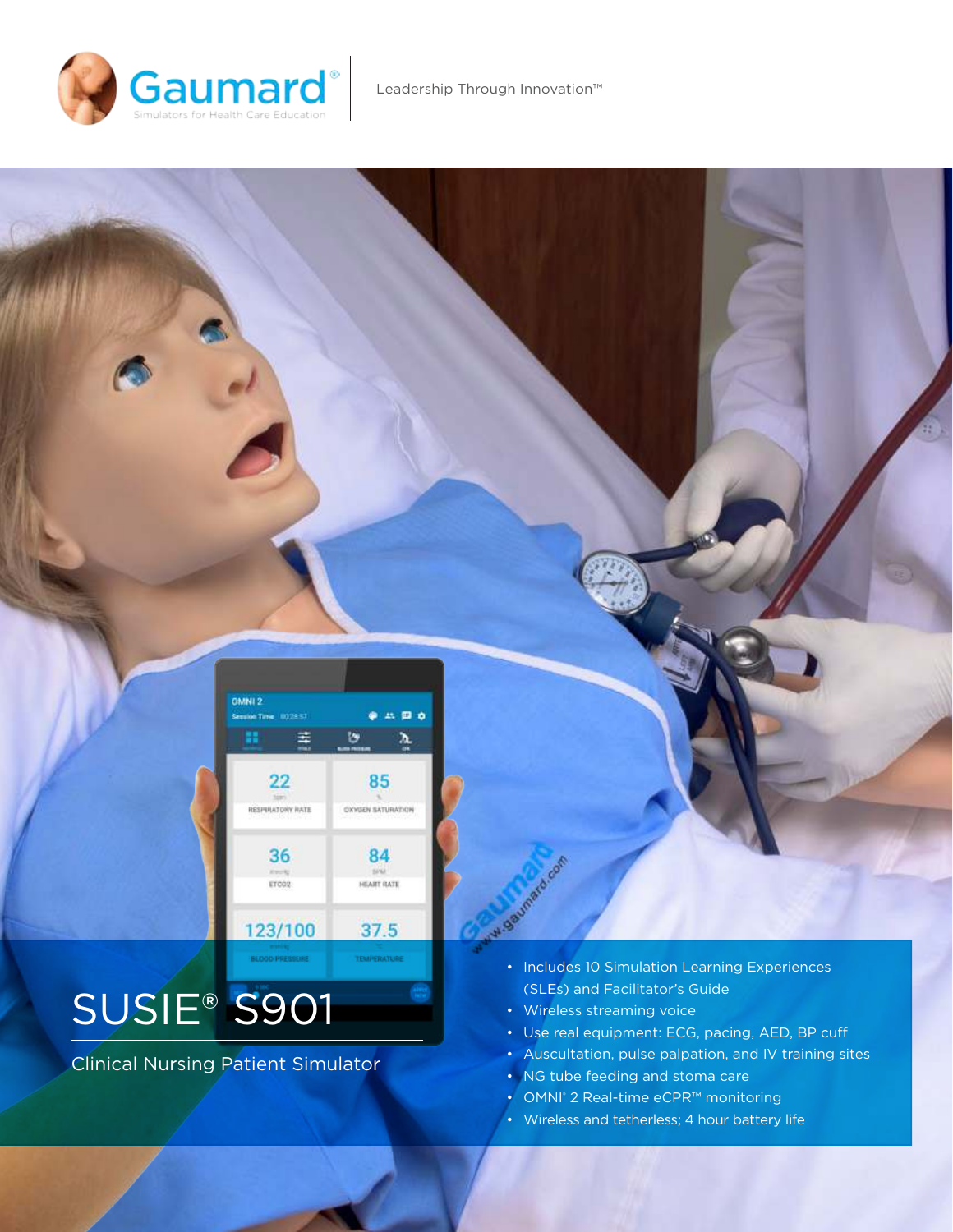Gaumard®

Simulators for Health Care Education

Leadership Through Innovation™

# SUSIE® S901

Clinical Nursing Patient Simulator

- Includes 10 Simulation Learning Experiences (SLEs) and Facilitator's Guide
- Wireless streaming voice
- Use real equipment: ECG, pacing, AED, BP cuff
- Auscultation, pulse palpation, and IV training sites
- NG tube feeding and stoma care
- OMNI® 2 Real-time eCPR™ monitoring
- Wireless and tetherless; 4 hour battery life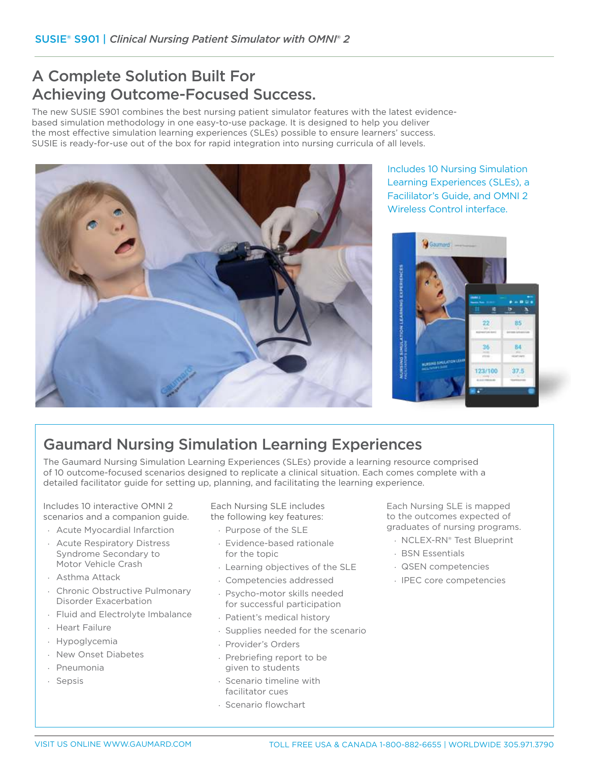# A Complete Solution Built For Achieving Outcome-Focused Success.

The new SUSIE S901 combines the best nursing patient simulator features with the latest evidence-based simulation methodology in one easy-to-use package. It is designed to help you deliver the most effective simulation learning experiences (SLEs) possible to ensure learners' success. SUSIE is ready-for-use out of the box for rapid integration into nursing curricula of all levels.

Includes 10 Nursing Simulation Learning Experiences (SLEs), a Facilitator's Guide, and OMNI 2 Wireless Control interface.

## Gaumard Nursing Simulation Learning Experiences

The Gaumard Nursing Simulation Learning Experiences (SLEs) provide a learning resource comprised of 10 outcome-focused scenarios designed to replicate a clinical situation. Each comes complete with a detailed facilitator guide for setting up, planning, and facilitating the learning experience.

Includes 10 interactive OMNI 2 scenarios and a companion guide.

- Acute Myocardial Infarction
- Acute Respiratory Distress Syndrome Secondary to Motor Vehicle Crash
- Asthma Attack
- Chronic Obstructive Pulmonary Disorder Exacerbation
- Fluid and Electrolyte Imbalance
- Heart Failure
- Hypoglycemia
- New Onset Diabetes
- Pneumonia
- Sepsis

Each Nursing SLE includes the following key features:

- Purpose of the SLE
- Evidence-based rationale for the topic
- Learning objectives of the SLE
- Competencies addressed
- Psycho-motor skills needed for successful participation
- Patient's medical history
- Supplies needed for the scenario
- Provider's Orders
- Prebriefing report to be given to students
- Scenario timeline with facilitator cues
- Scenario flowchart

Each Nursing SLE is mapped to the outcomes expected of graduates of nursing programs.

- NCLEX-RN® Test Blueprint
- BSN Essentials
- QSEN competencies
- IPEC core competencies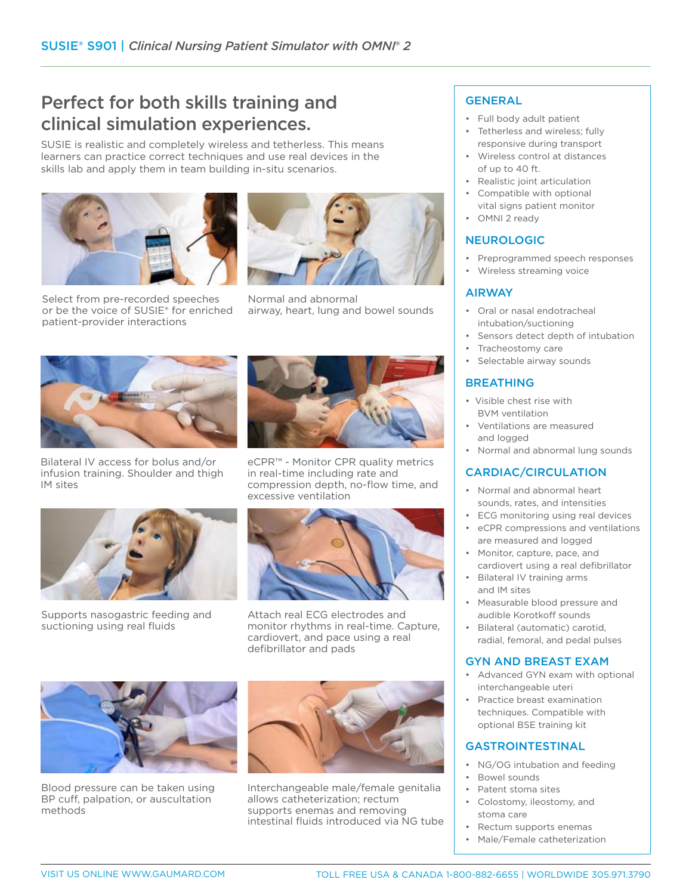## Perfect for both skills training and clinical simulation experiences.

SUSIE is realistic and completely wireless and tetherless. This means learners can practice correct techniques and use real devices in the skills lab and apply them in team building in-situ scenarios.

Select from pre-recorded speeches or be the voice of SUSIE® for enriched patient-provider interactions

Normal and abnormal airway, heart, lung and bowel sounds

Bilateral IV access for bolus and/or infusion training. Shoulder and thigh IM sites

eCPR™ - Monitor CPR quality metrics in real-time including rate and compression depth, no-flow time, and excessive ventilation

Supports nasogastric feeding and suctioning using real fluids

Attach real ECG electrodes and monitor rhythms in real-time. Capture, cardiovert, and pace using a real defibrillator and pads

Blood pressure can be taken using BP cuff, palpation, or auscultation methods

Interchangeable male/female genitalia allows catheterization; rectum supports enemas and removing intestinal fluids introduced via NG tube

### GENERAL

- Full body adult patient
- Tetherless and wireless; fully responsive during transport
- Wireless control at distances of up to 40 ft.
- Realistic joint articulation
- Compatible with optional vital signs patient monitor
- OMNI 2 ready

### NEUROLOGIC

- Preprogrammed speech responses
- Wireless streaming voice

### AIRWAY

- Oral or nasal endotracheal intubation/suctioning
- Sensors detect depth of intubation
- Tracheostomy care
- Selectable airway sounds

### BREATHING

- Visible chest rise with BVM ventilation
- Ventilations are measured and logged
- Normal and abnormal lung sounds

### CARDIAC/CIRCULATION

- Normal and abnormal heart sounds, rates, and intensities
- ECG monitoring using real devices
- eCPR compressions and ventilations are measured and logged
- Monitor, capture, pace, and cardiovert using a real defibrillator
- Bilateral IV training arms and IM sites
- Measurable blood pressure and audible Korotkoff sounds
- Bilateral (automatic) carotid, radial, femoral, and pedal pulses

### GYN AND BREAST EXAM

- Advanced GYN exam with optional interchangeable uteri
- Practice breast examination techniques. Compatible with optional BSE training kit

### GASTROINTESTINAL

- NG/OG intubation and feeding
- Bowel sounds
- Patent stoma sites
- Colostomy, ileostomy, and stoma care
- Rectum supports enemas
- Male/Female catheterization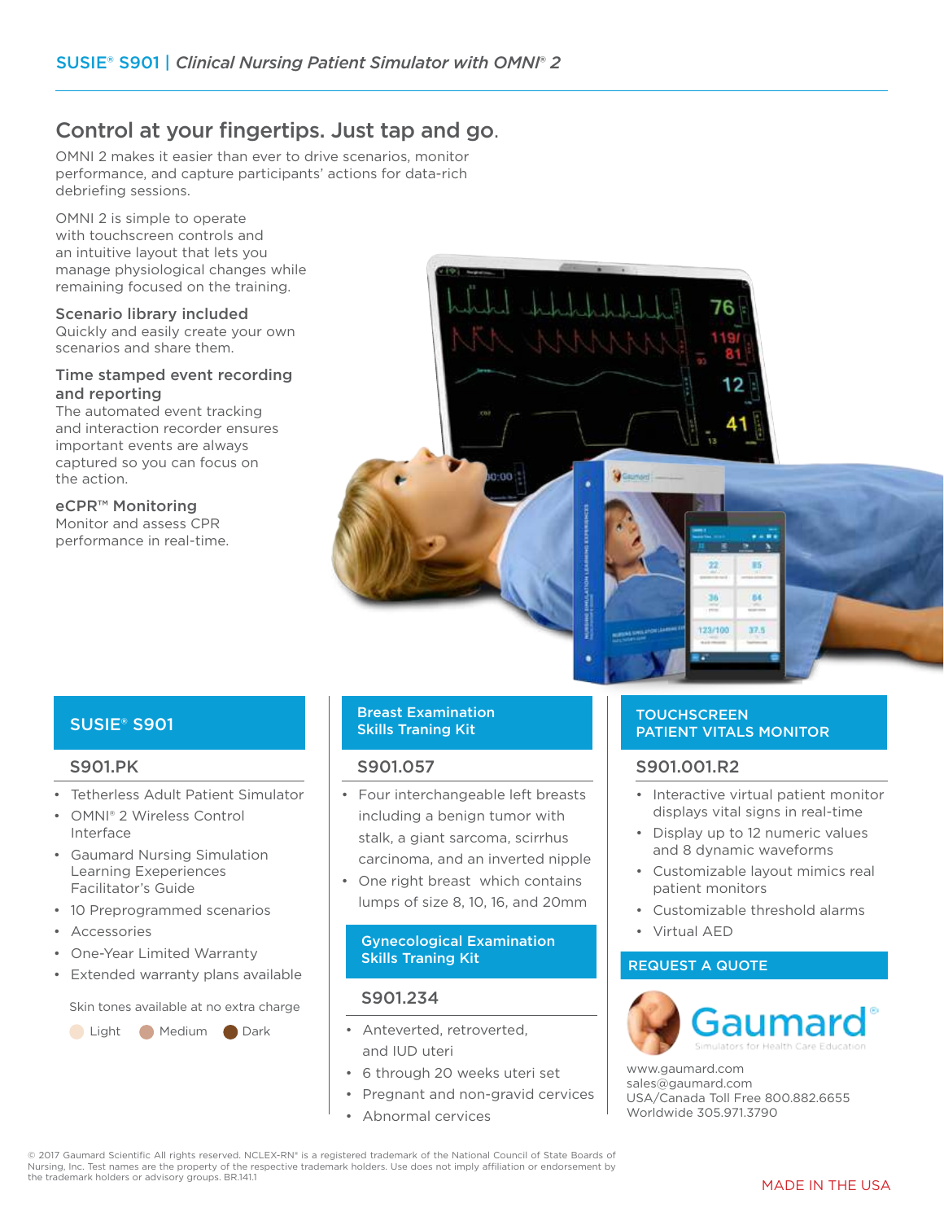SUSIE® S901 | *Clinical Nursing Patient Simulator with OMNI® 2*

## Control at your fingertips. Just tap and go.

OMNI 2 makes it easier than ever to drive scenarios, monitor performance, and capture participants' actions for data-rich debriefing sessions.

OMNI 2 is simple to operate with touchscreen controls and an intuitive layout that lets you manage physiological changes while remaining focused on the training.

### Scenario library included

Quickly and easily create your own scenarios and share them.

### Time stamped event recording and reporting

The automated event tracking and interaction recorder ensures important events are always captured so you can focus on the action.

### eCPR™ Monitoring

Monitor and assess CPR performance in real-time.

## SUSIE® S901

### S901.PK

- Tetherless Adult Patient Simulator
- OMNI® 2 Wireless Control Interface
- Gaumard Nursing Simulation Learning Exeperiences Facilitator's Guide
- 10 Preprogrammed scenarios
- Accessories
- One-Year Limited Warranty
- Extended warranty plans available

Skin tones available at no extra charge

Light Medium Dark

## Breast Examination Skills Traning Kit

### S901.057

- Four interchangeable left breasts including a benign tumor with stalk, a giant sarcoma, scirrhus carcinoma, and an inverted nipple
- One right breast which contains lumps of size 8, 10, 16, and 20mm

## Gynecological Examination Skills Traning Kit

### S901.234

- Anteverted, retroverted, and IUD uteri
- 6 through 20 weeks uteri set
- Pregnant and non-gravid cervices
- Abnormal cervices

## TOUCHSCREEN PATIENT VITALS MONITOR

### S901.001.R2

- Interactive virtual patient monitor displays vital signs in real-time
- Display up to 12 numeric values and 8 dynamic waveforms
- Customizable layout mimics real patient monitors
- Customizable threshold alarms
- Virtual AED

## REQUEST A QUOTE

Gaumard® Simulators for Health Care Education

www.gaumard.com
sales@gaumard.com
USA/Canada Toll Free 800.882.6655
Worldwide 305.971.3790

© 2017 Gaumard Scientific All rights reserved. NCLEX-RN® is a registered trademark of the National Council of State Boards of Nursing, Inc. Test names are the property of the respective trademark holders. Use does not imply affiliation or endorsement by the trademark holders or advisory groups. BR.141.1

MADE IN THE USA